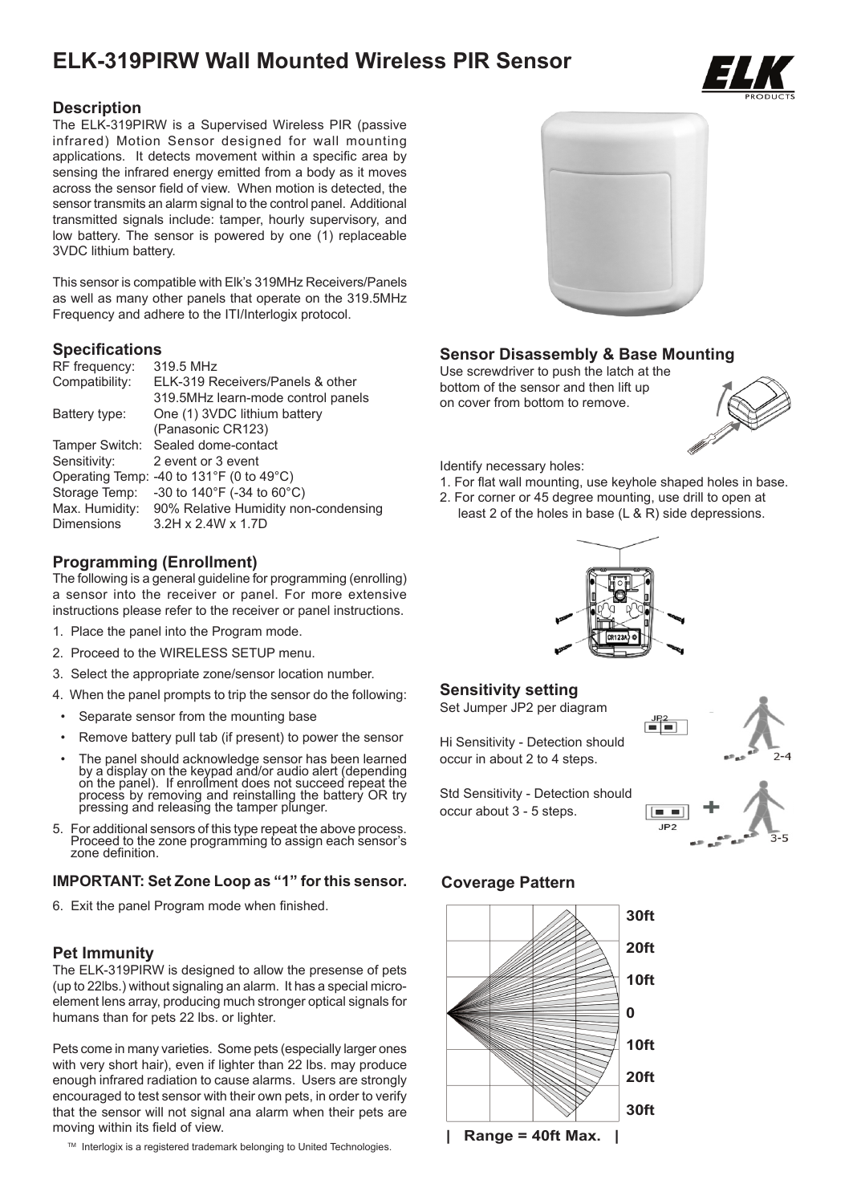# ELK-319PIRW Wall Mounted Wireless PIR Sensor

## Description

The ELK-319PIRW is a Supervised Wireless PIR (passive infrared) Motion Sensor designed for wall mounting applications. It detects movement within a specific area by sensing the infrared energy emitted from a body as it moves across the sensor field of view. When motion is detected, the sensor transmits an alarm signal to the control panel. Additional transmitted signals include: tamper, hourly supervisory, and low battery. The sensor is powered by one (1) replaceable 3VDC lithium battery.

This sensor is compatible with Elk's 319MHz Receivers/Panels as well as many other panels that operate on the 319.5MHz Frequency and adhere to the ITI/Interlogix protocol.

## Specifications

| | |
|---|---|
| RF frequency: | 319.5 MHz |
| Compatibility: | ELK-319 Receivers/Panels & other 319.5MHz learn-mode control panels |
| Battery type: | One (1) 3VDC lithium battery (Panasonic CR123) |
| Tamper Switch: | Sealed dome-contact |
| Sensitivity: | 2 event or 3 event |
| Operating Temp: | -40 to 131°F (0 to 49°C) |
| Storage Temp: | -30 to 140°F (-34 to 60°C) |
| Max. Humidity: | 90% Relative Humidity non-condensing |
| Dimensions | 3.2H x 2.4W x 1.7D |

## Programming (Enrollment)

The following is a general guideline for programming (enrolling) a sensor into the receiver or panel. For more extensive instructions please refer to the receiver or panel instructions.

1. Place the panel into the Program mode.
2. Proceed to the WIRELESS SETUP menu.
3. Select the appropriate zone/sensor location number.
4. When the panel prompts to trip the sensor do the following:
   - Separate sensor from the mounting base
   - Remove battery pull tab (if present) to power the sensor
   - The panel should acknowledge sensor has been learned by a display on the keypad and/or audio alert (depending on the panel). If enrollment does not succeed repeat the process by removing and reinstalling the battery OR try pressing and releasing the tamper plunger.
5. For additional sensors of this type repeat the above process. Proceed to the zone programming to assign each sensor's zone definition.

**IMPORTANT: Set Zone Loop as "1" for this sensor.**

6. Exit the panel Program mode when finished.

## Pet Immunity

The ELK-319PIRW is designed to allow the presense of pets (up to 22lbs.) without signaling an alarm. It has a special micro-element lens array, producing much stronger optical signals for humans than for pets 22 lbs. or lighter.

Pets come in many varieties. Some pets (especially larger ones with very short hair), even if lighter than 22 lbs. may produce enough infrared radiation to cause alarms. Users are strongly encouraged to test sensor with their own pets, in order to verify that the sensor will not signal ana alarm when their pets are moving within its field of view.

™ Interlogix is a registered trademark belonging to United Technologies.

## Sensor Disassembly & Base Mounting

Use screwdriver to push the latch at the bottom of the sensor and then lift up on cover from bottom to remove.

Identify necessary holes:

1. For flat wall mounting, use keyhole shaped holes in base.
2. For corner or 45 degree mounting, use drill to open at least 2 of the holes in base (L & R) side depressions.

## Sensitivity setting

Set Jumper JP2 per diagram

Hi Sensitivity - Detection should occur in about 2 to 4 steps.

Std Sensitivity - Detection should occur about 3 - 5 steps.

## Coverage Pattern

30ft, 20ft, 10ft, 0, 10ft, 20ft, 30ft

| Range = 40ft Max. |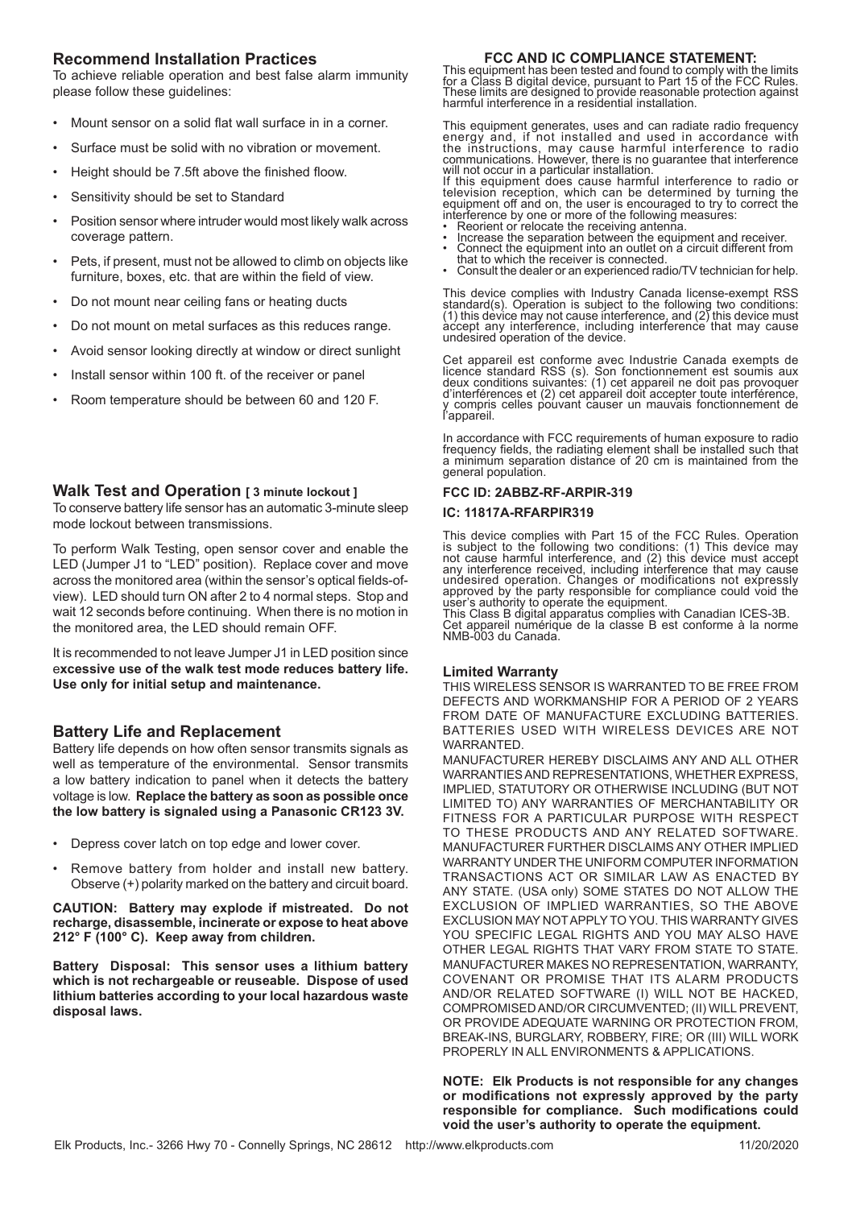## Recommend Installation Practices

To achieve reliable operation and best false alarm immunity please follow these guidelines:

- Mount sensor on a solid flat wall surface in in a corner.
- Surface must be solid with no vibration or movement.
- Height should be 7.5ft above the finished floow.
- Sensitivity should be set to Standard
- Position sensor where intruder would most likely walk across coverage pattern.
- Pets, if present, must not be allowed to climb on objects like furniture, boxes, etc. that are within the field of view.
- Do not mount near ceiling fans or heating ducts
- Do not mount on metal surfaces as this reduces range.
- Avoid sensor looking directly at window or direct sunlight
- Install sensor within 100 ft. of the receiver or panel
- Room temperature should be between 60 and 120 F.

## Walk Test and Operation [ 3 minute lockout ]

To conserve battery life sensor has an automatic 3-minute sleep mode lockout between transmissions.

To perform Walk Testing, open sensor cover and enable the LED (Jumper J1 to "LED" position). Replace cover and move across the monitored area (within the sensor's optical fields-of-view). LED should turn ON after 2 to 4 normal steps. Stop and wait 12 seconds before continuing. When there is no motion in the monitored area, the LED should remain OFF.

It is recommended to not leave Jumper J1 in LED position since e**xcessive use of the walk test mode reduces battery life. Use only for initial setup and maintenance.**

## Battery Life and Replacement

Battery life depends on how often sensor transmits signals as well as temperature of the environmental. Sensor transmits a low battery indication to panel when it detects the battery voltage is low. **Replace the battery as soon as possible once the low battery is signaled using a Panasonic CR123 3V.**

- Depress cover latch on top edge and lower cover.
- Remove battery from holder and install new battery. Observe (+) polarity marked on the battery and circuit board.

**CAUTION: Battery may explode if mistreated. Do not recharge, disassemble, incinerate or expose to heat above 212° F (100° C). Keep away from children.**

**Battery Disposal: This sensor uses a lithium battery which is not rechargeable or reuseable. Dispose of used lithium batteries according to your local hazardous waste disposal laws.**

### FCC AND IC COMPLIANCE STATEMENT:

This equipment has been tested and found to comply with the limits for a Class B digital device, pursuant to Part 15 of the FCC Rules. These limits are designed to provide reasonable protection against harmful interference in a residential installation.

This equipment generates, uses and can radiate radio frequency energy and, if not installed and used in accordance with the instructions, may cause harmful interference to radio communications. However, there is no guarantee that interference will not occur in a particular installation.
If this equipment does cause harmful interference to radio or television reception, which can be determined by turning the equipment off and on, the user is encouraged to try to correct the interference by one or more of the following measures:

- Reorient or relocate the receiving antenna.
- Increase the separation between the equipment and receiver.
- Connect the equipment into an outlet on a circuit different from that to which the receiver is connected.
- Consult the dealer or an experienced radio/TV technician for help.

This device complies with Industry Canada license-exempt RSS standard(s). Operation is subject to the following two conditions: (1) this device may not cause interference, and (2) this device must accept any interference, including interference that may cause undesired operation of the device.

Cet appareil est conforme avec Industrie Canada exempts de licence standard RSS (s). Son fonctionnement est soumis aux deux conditions suivantes: (1) cet appareil ne doit pas provoquer d'interférences et (2) cet appareil doit accepter toute interférence, y compris celles pouvant causer un mauvais fonctionnement de l'appareil.

In accordance with FCC requirements of human exposure to radio frequency fields, the radiating element shall be installed such that a minimum separation distance of 20 cm is maintained from the general population.

**FCC ID: 2ABBZ-RF-ARPIR-319**

**IC: 11817A-RFARPIR319**

This device complies with Part 15 of the FCC Rules. Operation is subject to the following two conditions: (1) This device may not cause harmful interference, and (2) this device must accept any interference received, including interference that may cause undesired operation. Changes or modifications not expressly approved by the party responsible for compliance could void the user's authority to operate the equipment.
This Class B digital apparatus complies with Canadian ICES-3B.
Cet appareil numérique de la classe B est conforme à la norme NMB-003 du Canada.

### Limited Warranty

THIS WIRELESS SENSOR IS WARRANTED TO BE FREE FROM DEFECTS AND WORKMANSHIP FOR A PERIOD OF 2 YEARS FROM DATE OF MANUFACTURE EXCLUDING BATTERIES. BATTERIES USED WITH WIRELESS DEVICES ARE NOT WARRANTED.
MANUFACTURER HEREBY DISCLAIMS ANY AND ALL OTHER WARRANTIES AND REPRESENTATIONS, WHETHER EXPRESS, IMPLIED, STATUTORY OR OTHERWISE INCLUDING (BUT NOT LIMITED TO) ANY WARRANTIES OF MERCHANTABILITY OR FITNESS FOR A PARTICULAR PURPOSE WITH RESPECT TO THESE PRODUCTS AND ANY RELATED SOFTWARE. MANUFACTURER FURTHER DISCLAIMS ANY OTHER IMPLIED WARRANTY UNDER THE UNIFORM COMPUTER INFORMATION TRANSACTIONS ACT OR SIMILAR LAW AS ENACTED BY ANY STATE. (USA only) SOME STATES DO NOT ALLOW THE EXCLUSION OF IMPLIED WARRANTIES, SO THE ABOVE EXCLUSION MAY NOT APPLY TO YOU. THIS WARRANTY GIVES YOU SPECIFIC LEGAL RIGHTS AND YOU MAY ALSO HAVE OTHER LEGAL RIGHTS THAT VARY FROM STATE TO STATE. MANUFACTURER MAKES NO REPRESENTATION, WARRANTY, COVENANT OR PROMISE THAT ITS ALARM PRODUCTS AND/OR RELATED SOFTWARE (I) WILL NOT BE HACKED, COMPROMISED AND/OR CIRCUMVENTED; (II) WILL PREVENT, OR PROVIDE ADEQUATE WARNING OR PROTECTION FROM, BREAK-INS, BURGLARY, ROBBERY, FIRE; OR (III) WILL WORK PROPERLY IN ALL ENVIRONMENTS & APPLICATIONS.

**NOTE: Elk Products is not responsible for any changes or modifications not expressly approved by the party responsible for compliance. Such modifications could void the user's authority to operate the equipment.**

Elk Products, Inc.- 3266 Hwy 70 - Connelly Springs, NC 28612 http://www.elkproducts.com 11/20/2020